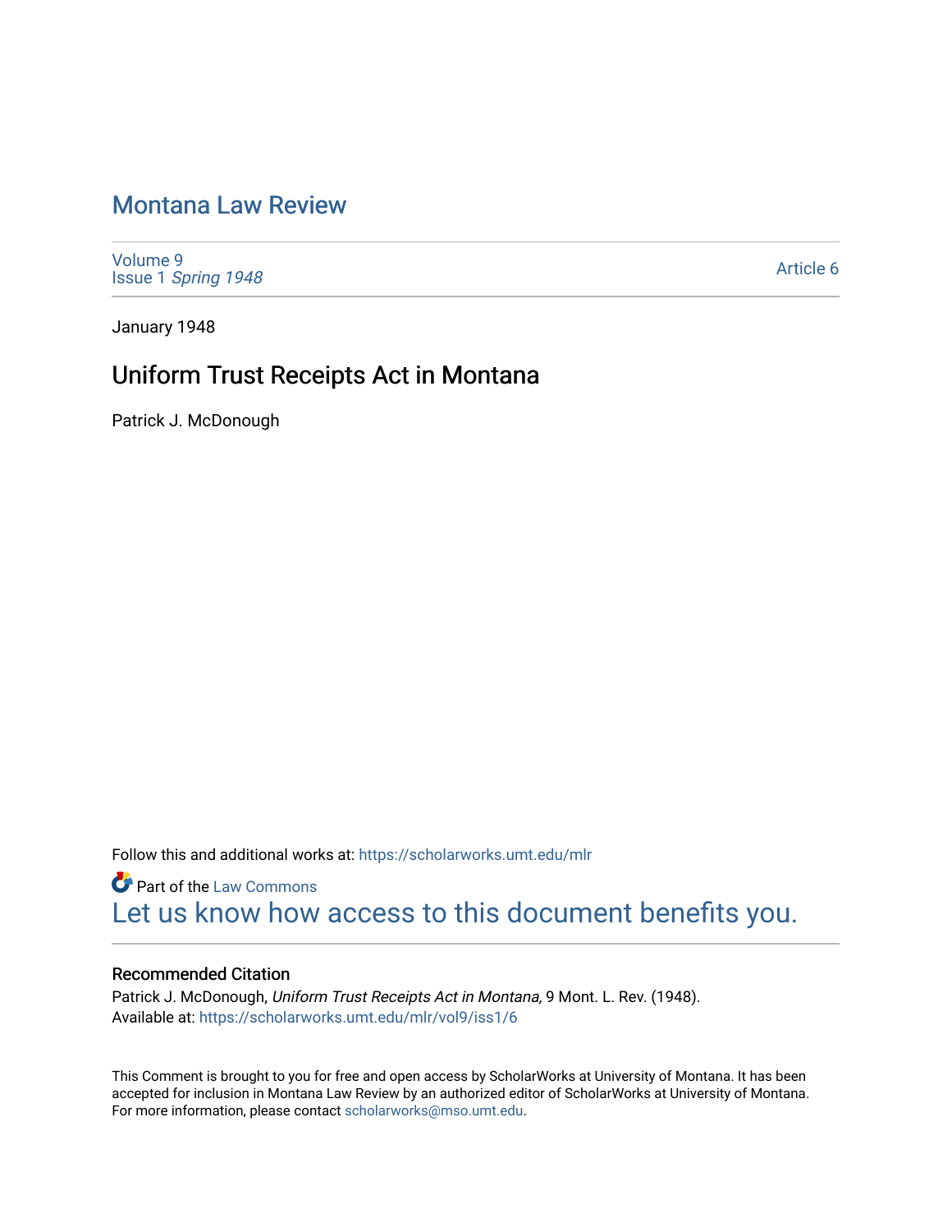# Montana Law Review

Volume 9
Issue 1 *Spring 1948*

Article 6

January 1948

## Uniform Trust Receipts Act in Montana

Patrick J. McDonough

Follow this and additional works at: https://scholarworks.umt.edu/mlr

Part of the Law Commons

Let us know how access to this document benefits you.

### Recommended Citation

Patrick J. McDonough, *Uniform Trust Receipts Act in Montana,* 9 Mont. L. Rev. (1948).
Available at: https://scholarworks.umt.edu/mlr/vol9/iss1/6

This Comment is brought to you for free and open access by ScholarWorks at University of Montana. It has been accepted for inclusion in Montana Law Review by an authorized editor of ScholarWorks at University of Montana. For more information, please contact scholarworks@mso.umt.edu.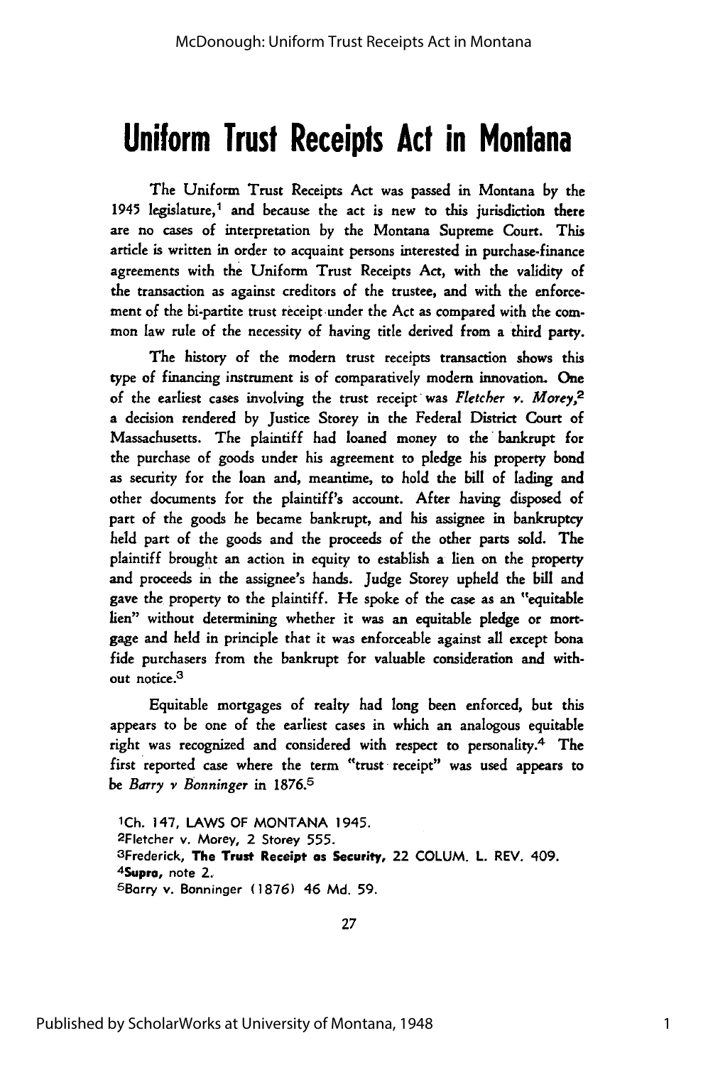# Uniform Trust Receipts Act in Montana

The Uniform Trust Receipts Act was passed in Montana by the 1945 legislature,[1] and because the act is new to this jurisdiction there are no cases of interpretation by the Montana Supreme Court. This article is written in order to acquaint persons interested in purchase-finance agreements with the Uniform Trust Receipts Act, with the validity of the transaction as against creditors of the trustee, and with the enforcement of the bi-partite trust receipt under the Act as compared with the common law rule of the necessity of having title derived from a third party.

The history of the modern trust receipts transaction shows this type of financing instrument is of comparatively modern innovation. One of the earliest cases involving the trust receipt was *Fletcher v. Morey*,[2] a decision rendered by Justice Storey in the Federal District Court of Massachusetts. The plaintiff had loaned money to the bankrupt for the purchase of goods under his agreement to pledge his property bond as security for the loan and, meantime, to hold the bill of lading and other documents for the plaintiff's account. After having disposed of part of the goods he became bankrupt, and his assignee in bankruptcy held part of the goods and the proceeds of the other parts sold. The plaintiff brought an action in equity to establish a lien on the property and proceeds in the assignee's hands. Judge Storey upheld the bill and gave the property to the plaintiff. He spoke of the case as an "equitable lien" without determining whether it was an equitable pledge or mortgage and held in principle that it was enforceable against all except bona fide purchasers from the bankrupt for valuable consideration and without notice.[3]

Equitable mortgages of realty had long been enforced, but this appears to be one of the earliest cases in which an analogous equitable right was recognized and considered with respect to personality.[4] The first reported case where the term "trust receipt" was used appears to be *Barry v Bonninger* in 1876.[5]

[1]Ch. 147, LAWS OF MONTANA 1945.

[2]Fletcher v. Morey, 2 Storey 555.

[3]Frederick, **The Trust Receipt as Security,** 22 COLUM. L. REV. 409.

[4]**Supra,** note 2.

[5]Barry v. Bonninger (1876) 46 Md. 59.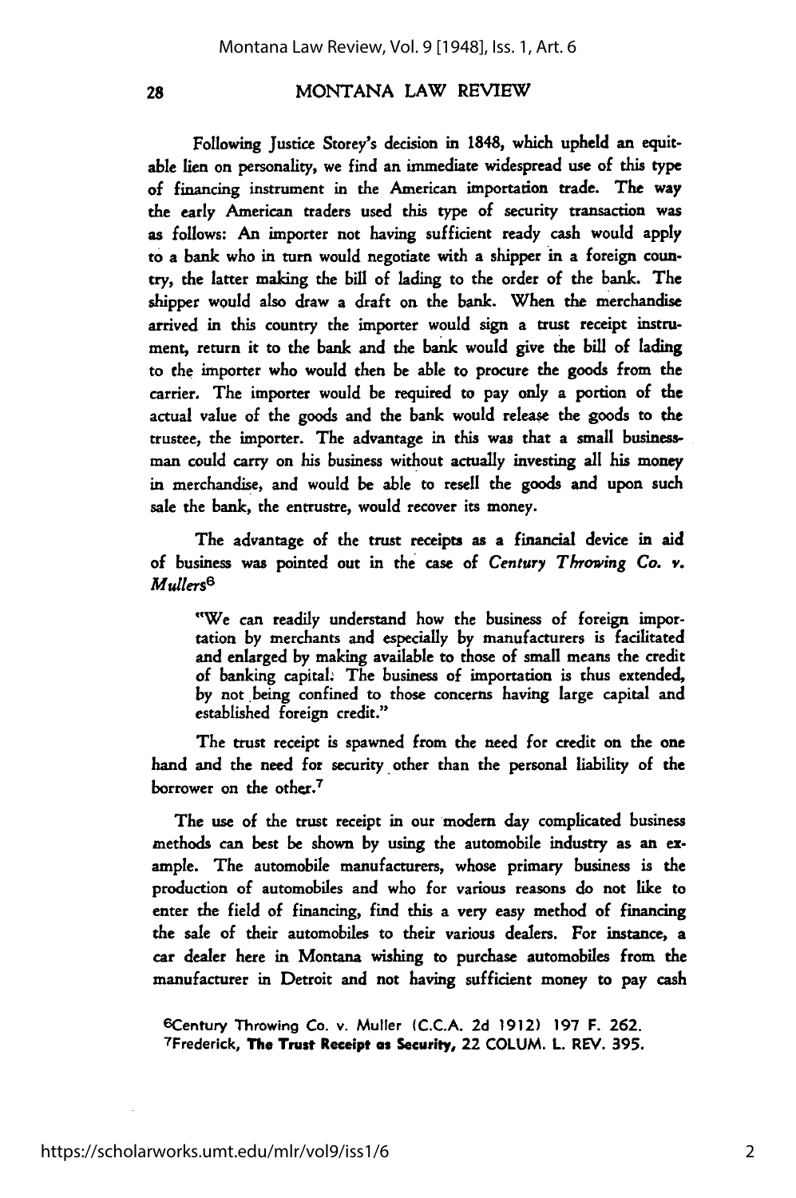Following Justice Storey's decision in 1848, which upheld an equitable lien on personality, we find an immediate widespread use of this type of financing instrument in the American importation trade. The way the early American traders used this type of security transaction was as follows: An importer not having sufficient ready cash would apply to a bank who in turn would negotiate with a shipper in a foreign country, the latter making the bill of lading to the order of the bank. The shipper would also draw a draft on the bank. When the merchandise arrived in this country the importer would sign a trust receipt instrument, return it to the bank and the bank would give the bill of lading to the importer who would then be able to procure the goods from the carrier. The importer would be required to pay only a portion of the actual value of the goods and the bank would release the goods to the trustee, the importer. The advantage in this was that a small businessman could carry on his business without actually investing all his money in merchandise, and would be able to resell the goods and upon such sale the bank, the entrustre, would recover its money.

The advantage of the trust receipts as a financial device in aid of business was pointed out in the case of *Century Throwing Co. v. Mullers*[6]

> "We can readily understand how the business of foreign importation by merchants and especially by manufacturers is facilitated and enlarged by making available to those of small means the credit of banking capital. The business of importation is thus extended, by not being confined to those concerns having large capital and established foreign credit."

The trust receipt is spawned from the need for credit on the one hand and the need for security other than the personal liability of the borrower on the other.[7]

The use of the trust receipt in our modern day complicated business methods can best be shown by using the automobile industry as an example. The automobile manufacturers, whose primary business is the production of automobiles and who for various reasons do not like to enter the field of financing, find this a very easy method of financing the sale of their automobiles to their various dealers. For instance, a car dealer here in Montana wishing to purchase automobiles from the manufacturer in Detroit and not having sufficient money to pay cash

[6]Century Throwing Co. v. Muller (C.C.A. 2d 1912) 197 F. 262.
[7]Frederick, **The Trust Receipt as Security,** 22 COLUM. L. REV. 395.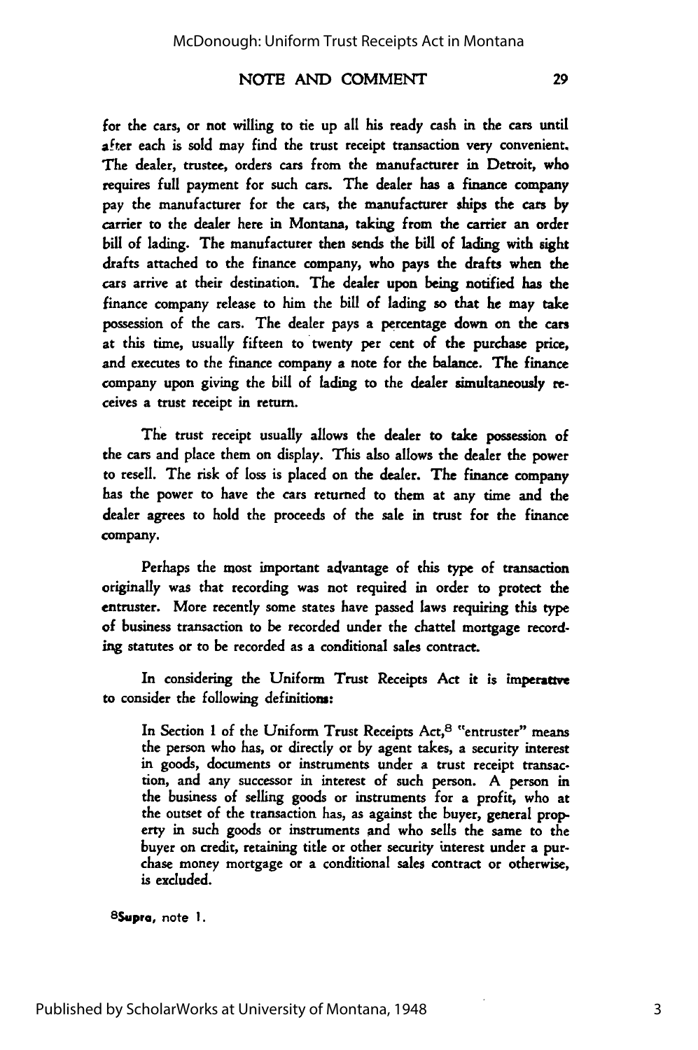for the cars, or not willing to tie up all his ready cash in the cars until after each is sold may find the trust receipt transaction very convenient. The dealer, trustee, orders cars from the manufacturer in Detroit, who requires full payment for such cars. The dealer has a finance company pay the manufacturer for the cars, the manufacturer ships the cars by carrier to the dealer here in Montana, taking from the carrier an order bill of lading. The manufacturer then sends the bill of lading with sight drafts attached to the finance company, who pays the drafts when the cars arrive at their destination. The dealer upon being notified has the finance company release to him the bill of lading so that he may take possession of the cars. The dealer pays a percentage down on the cars at this time, usually fifteen to twenty per cent of the purchase price, and executes to the finance company a note for the balance. The finance company upon giving the bill of lading to the dealer simultaneously receives a trust receipt in return.

The trust receipt usually allows the dealer to take possession of the cars and place them on display. This also allows the dealer the power to resell. The risk of loss is placed on the dealer. The finance company has the power to have the cars returned to them at any time and the dealer agrees to hold the proceeds of the sale in trust for the finance company.

Perhaps the most important advantage of this type of transaction originally was that recording was not required in order to protect the entruster. More recently some states have passed laws requiring this type of business transaction to be recorded under the chattel mortgage recording statutes or to be recorded as a conditional sales contract.

In considering the Uniform Trust Receipts Act it is imperative to consider the following definitions:

> In Section 1 of the Uniform Trust Receipts Act,[8] "entruster" means the person who has, or directly or by agent takes, a security interest in goods, documents or instruments under a trust receipt transaction, and any successor in interest of such person. A person in the business of selling goods or instruments for a profit, who at the outset of the transaction has, as against the buyer, general property in such goods or instruments and who sells the same to the buyer on credit, retaining title or other security interest under a purchase money mortgage or a conditional sales contract or otherwise, is excluded.

[8]*Supra*, note 1.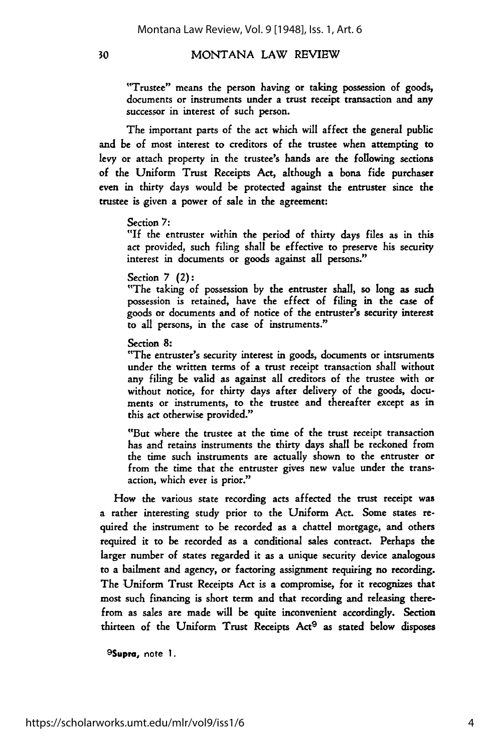"Trustee" means the person having or taking possession of goods, documents or instruments under a trust receipt transaction and any successor in interest of such person.

The important parts of the act which will affect the general public and be of most interest to creditors of the trustee when attempting to levy or attach property in the trustee's hands are the following sections of the Uniform Trust Receipts Act, although a bona fide purchaser even in thirty days would be protected against the entruster since the trustee is given a power of sale in the agreement:

Section 7:
"If the entruster within the period of thirty days files as in this act provided, such filing shall be effective to preserve his security interest in documents or goods against all persons."

Section 7 (2):
"The taking of possession by the entruster shall, so long as such possession is retained, have the effect of filing in the case of goods or documents and of notice of the entruster's security interest to all persons, in the case of instruments."

Section 8:
"The entruster's security interest in goods, documents or intsruments under the written terms of a trust receipt transaction shall without any filing be valid as against all creditors of the trustee with or without notice, for thirty days after delivery of the goods, documents or instruments, to the trustee and thereafter except as in this act otherwise provided."

"But where the trustee at the time of the trust receipt transaction has and retains instruments the thirty days shall be reckoned from the time such instruments are actually shown to the entruster or from the time that the entruster gives new value under the transaction, which ever is prior."

How the various state recording acts affected the trust receipt was a rather interesting study prior to the Uniform Act. Some states required the instrument to be recorded as a chattel mortgage, and others required it to be recorded as a conditional sales contract. Perhaps the larger number of states regarded it as a unique security device analogous to a bailment and agency, or factoring assignment requiring no recording. The Uniform Trust Receipts Act is a compromise, for it recognizes that most such financing is short term and that recording and releasing therefrom as sales are made will be quite inconvenient accordingly. Section thirteen of the Uniform Trust Receipts Act[9] as stated below disposes

[9] *Supra*, note 1.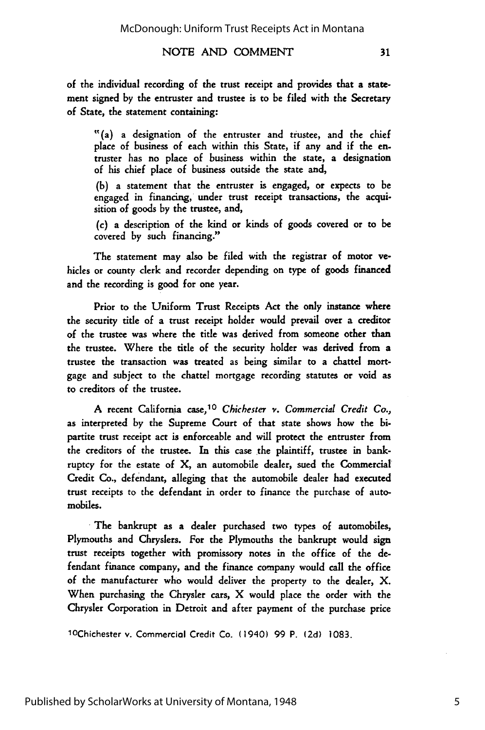of the individual recording of the trust receipt and provides that a statement signed by the entruster and trustee is to be filed with the Secretary of State, the statement containing:

> "(a) a designation of the entruster and trustee, and the chief place of business of each within this State, if any and if the entruster has no place of business within the state, a designation of his chief place of business outside the state and,
>
> (b) a statement that the entruster is engaged, or expects to be engaged in financing, under trust receipt transactions, the acquisition of goods by the trustee, and,
>
> (c) a description of the kind or kinds of goods covered or to be covered by such financing."

The statement may also be filed with the registrar of motor vehicles or county clerk and recorder depending on type of goods financed and the recording is good for one year.

Prior to the Uniform Trust Receipts Act the only instance where the security title of a trust receipt holder would prevail over a creditor of the trustee was where the title was derived from someone other than the trustee. Where the title of the security holder was derived from a trustee the transaction was treated as being similar to a chattel mortgage and subject to the chattel mortgage recording statutes or void as to creditors of the trustee.

A recent California case,[10] *Chichester v. Commercial Credit Co.*, as interpreted by the Supreme Court of that state shows how the bipartite trust receipt act is enforceable and will protect the entruster from the creditors of the trustee. In this case the plaintiff, trustee in bankruptcy for the estate of X, an automobile dealer, sued the Commercial Credit Co., defendant, alleging that the automobile dealer had executed trust receipts to the defendant in order to finance the purchase of automobiles.

The bankrupt as a dealer purchased two types of automobiles, Plymouths and Chryslers. For the Plymouths the bankrupt would sign trust receipts together with promissory notes in the office of the defendant finance company, and the finance company would call the office of the manufacturer who would deliver the property to the dealer, X. When purchasing the Chrysler cars, X would place the order with the Chrysler Corporation in Detroit and after payment of the purchase price

[10] Chichester v. Commercial Credit Co. (1940) 99 P. (2d) 1083.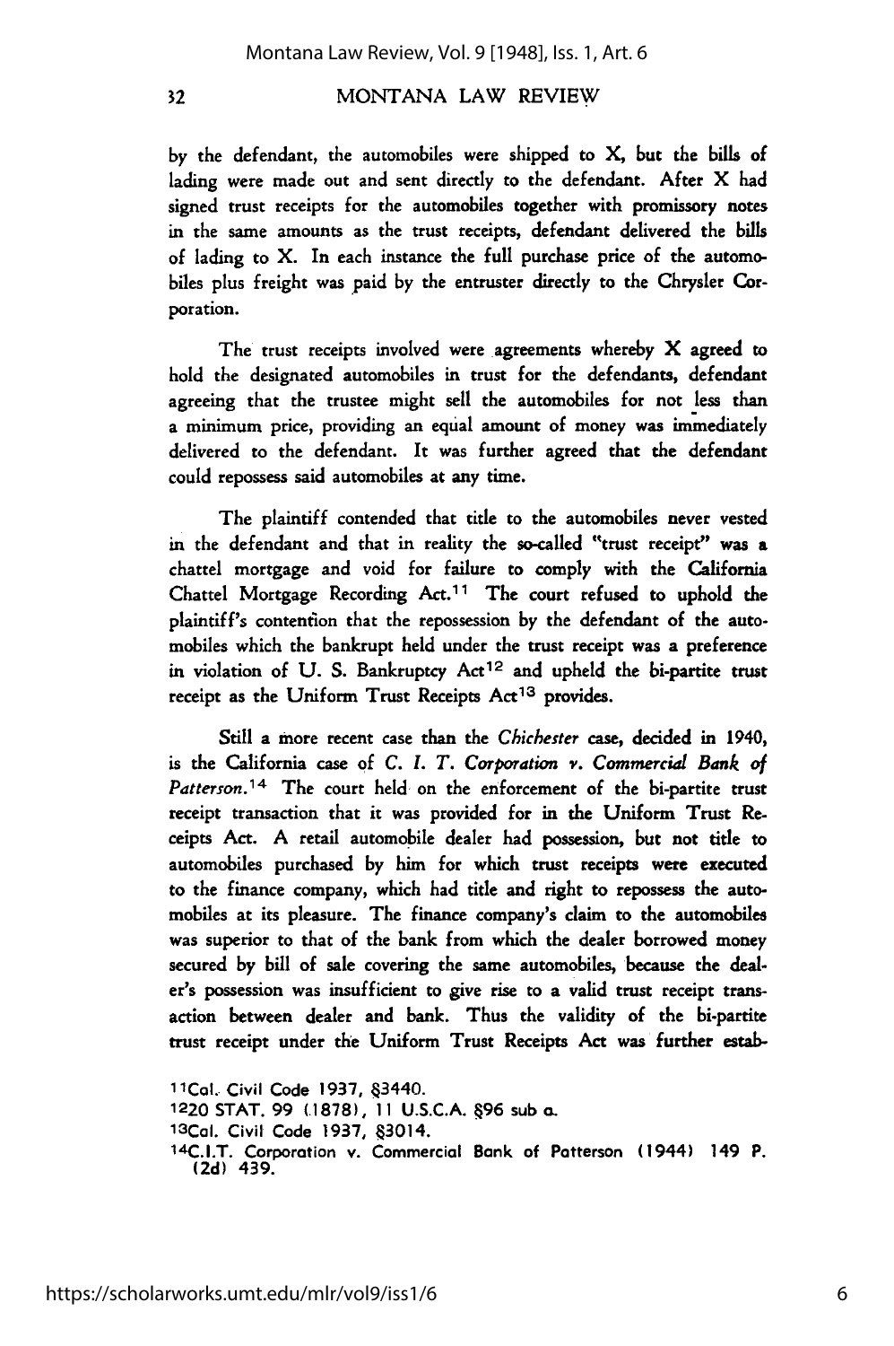by the defendant, the automobiles were shipped to X, but the bills of lading were made out and sent directly to the defendant. After X had signed trust receipts for the automobiles together with promissory notes in the same amounts as the trust receipts, defendant delivered the bills of lading to X. In each instance the full purchase price of the automobiles plus freight was paid by the entruster directly to the Chrysler Corporation.

The trust receipts involved were agreements whereby X agreed to hold the designated automobiles in trust for the defendants, defendant agreeing that the trustee might sell the automobiles for not less than a minimum price, providing an equal amount of money was immediately delivered to the defendant. It was further agreed that the defendant could repossess said automobiles at any time.

The plaintiff contended that title to the automobiles never vested in the defendant and that in reality the so-called "trust receipt" was a chattel mortgage and void for failure to comply with the California Chattel Mortgage Recording Act.[11] The court refused to uphold the plaintiff's contention that the repossession by the defendant of the automobiles which the bankrupt held under the trust receipt was a preference in violation of U. S. Bankruptcy Act[12] and upheld the bi-partite trust receipt as the Uniform Trust Receipts Act[13] provides.

Still a more recent case than the *Chichester* case, decided in 1940, is the California case of *C. I. T. Corporation v. Commercial Bank of Patterson*.[14] The court held on the enforcement of the bi-partite trust receipt transaction that it was provided for in the Uniform Trust Receipts Act. A retail automobile dealer had possession, but not title to automobiles purchased by him for which trust receipts were executed to the finance company, which had title and right to repossess the automobiles at its pleasure. The finance company's claim to the automobiles was superior to that of the bank from which the dealer borrowed money secured by bill of sale covering the same automobiles, because the dealer's possession was insufficient to give rise to a valid trust receipt transaction between dealer and bank. Thus the validity of the bi-partite trust receipt under the Uniform Trust Receipts Act was further estab-

[11] Cal. Civil Code 1937, §3440.

[12] 20 STAT. 99 (1878), 11 U.S.C.A. §96 sub a.

[13] Cal. Civil Code 1937, §3014.

[14] C.I.T. Corporation v. Commercial Bank of Patterson (1944) 149 P. (2d) 439.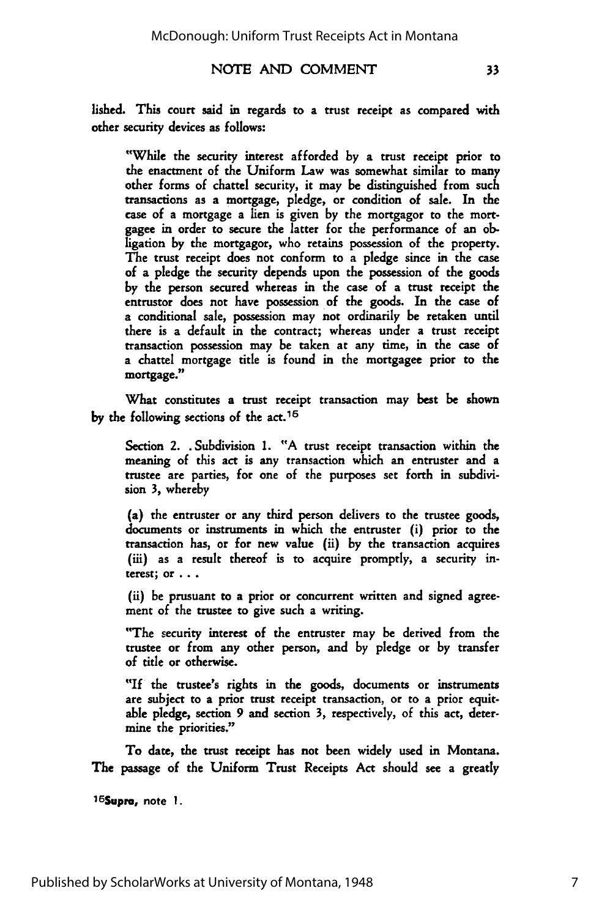lished. This court said in regards to a trust receipt as compared with other security devices as follows:

> "While the security interest afforded by a trust receipt prior to the enactment of the Uniform Law was somewhat similar to many other forms of chattel security, it may be distinguished from such transactions as a mortgage, pledge, or condition of sale. In the case of a mortgage a lien is given by the mortgagor to the mortgagee in order to secure the latter for the performance of an obligation by the mortgagor, who retains possession of the property. The trust receipt does not conform to a pledge since in the case of a pledge the security depends upon the possession of the goods by the person secured whereas in the case of a trust receipt the entrustor does not have possession of the goods. In the case of a conditional sale, possession may not ordinarily be retaken until there is a default in the contract; whereas under a trust receipt transaction possession may be taken at any time, in the case of a chattel mortgage title is found in the mortgagee prior to the mortgage."

What constitutes a trust receipt transaction may best be shown by the following sections of the act.[15]

> Section 2. . Subdivision 1. "A trust receipt transaction within the meaning of this act is any transaction which an entruster and a trustee are parties, for one of the purposes set forth in subdivision 3, whereby
>
> (a) the entruster or any third person delivers to the trustee goods, documents or instruments in which the entruster (i) prior to the transaction has, or for new value (ii) by the transaction acquires (iii) as a result thereof is to acquire promptly, a security interest; or . . .
>
> (ii) be prusuant to a prior or concurrent written and signed agreement of the trustee to give such a writing.
>
> "The security interest of the entruster may be derived from the trustee or from any other person, and by pledge or by transfer of title or otherwise.
>
> "If the trustee's rights in the goods, documents or instruments are subject to a prior trust receipt transaction, or to a prior equitable pledge, section 9 and section 3, respectively, of this act, determine the priorities."

To date, the trust receipt has not been widely used in Montana. The passage of the Uniform Trust Receipts Act should see a greatly

[15] *Supra*, note 1.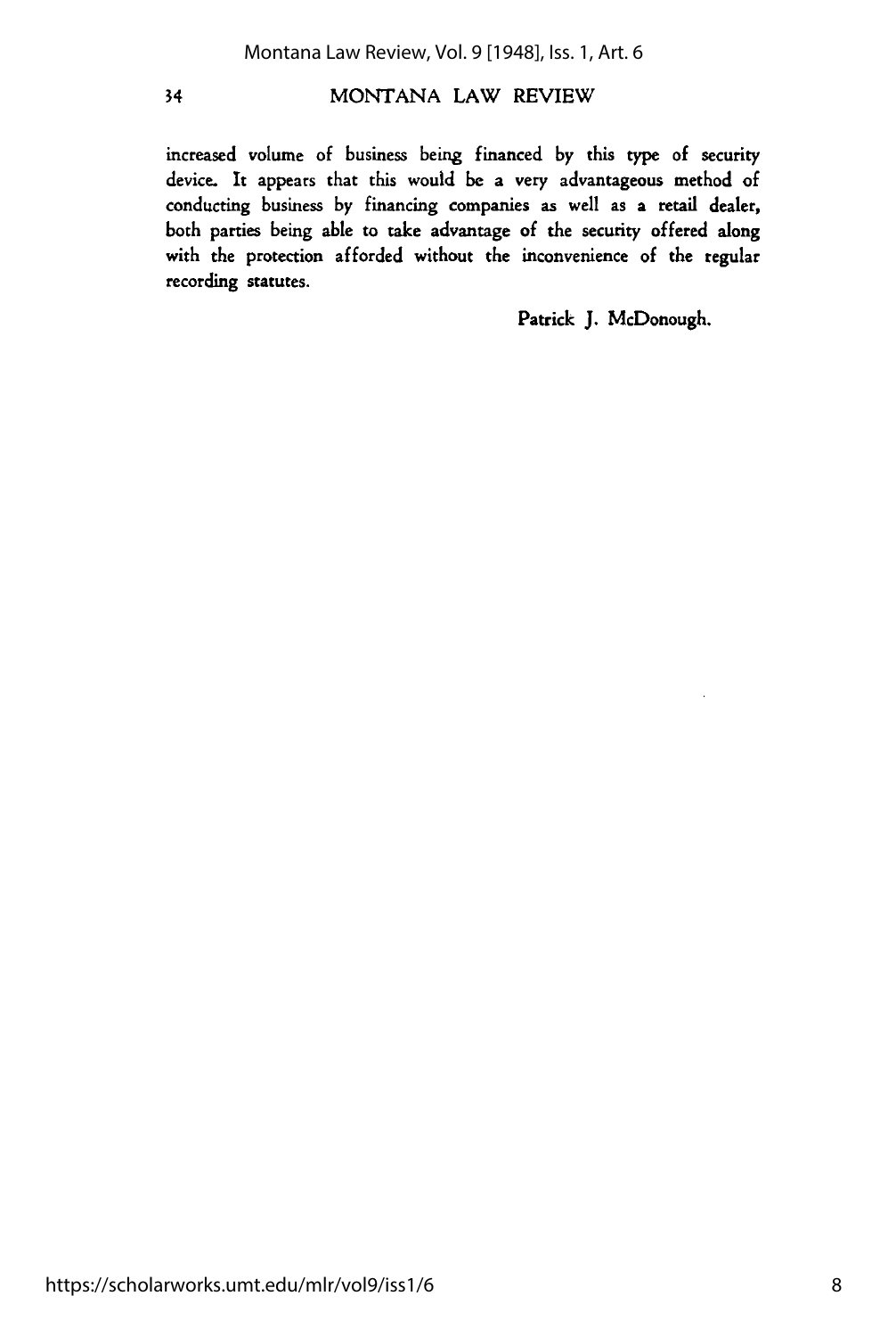increased volume of business being financed by this type of security device. It appears that this would be a very advantageous method of conducting business by financing companies as well as a retail dealer, both parties being able to take advantage of the security offered along with the protection afforded without the inconvenience of the regular recording statutes.

Patrick J. McDonough.